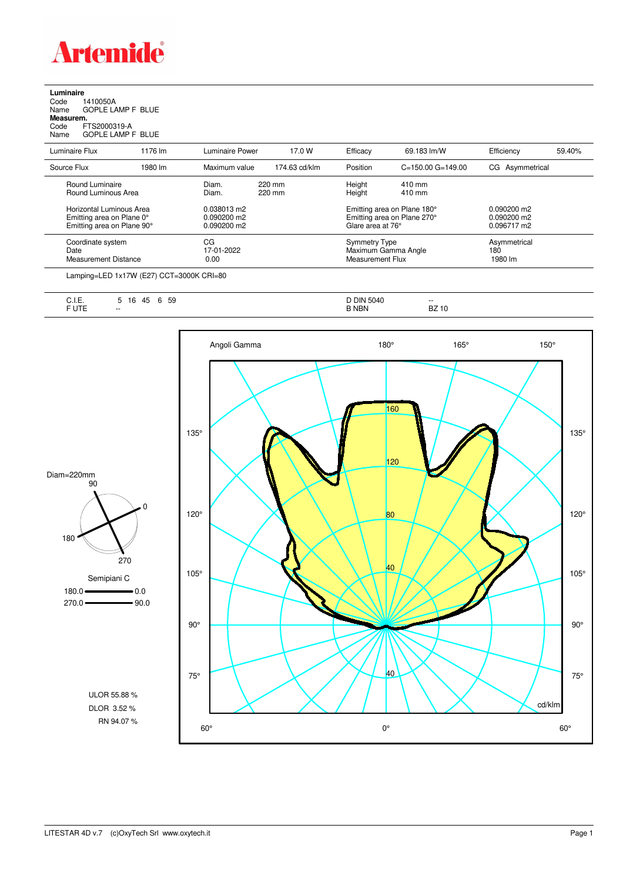# Artemide

**Luminaire**

Code 1410050A
Name GOPLE LAMP F BLUE

**Measurem.**

Code FTS2000319-A
Name GOPLE LAMP F BLUE

| Luminaire Flux | 1176 lm | Luminaire Power | 17.0 W | Efficacy | 69.183 lm/W | Efficiency | 59.40% |
|---|---|---|---|---|---|---|---|
| Source Flux | 1980 lm | Maximum value | 174.63 cd/klm | Position | C=150.00 G=149.00 | CG Asymmetrical | |

| | | | |
|---|---|---|---|
| Round Luminaire | Diam. 220 mm | Height 410 mm | |
| Round Luminous Area | Diam. 220 mm | Height 410 mm | |
| Horizontal Luminous Area | 0.038013 m2 | Emitting area on Plane 180° | 0.090200 m2 |
| Emitting area on Plane 0° | 0.090200 m2 | Emitting area on Plane 270° | 0.090200 m2 |
| Emitting area on Plane 90° | 0.090200 m2 | Glare area at 76° | 0.096717 m2 |
| Coordinate system | CG | Symmetry Type | Asymmetrical |
| Date | 17-01-2022 | Maximum Gamma Angle | 180 |
| Measurement Distance | 0.00 | Measurement Flux | 1980 lm |

Lamping=LED 1x17W (E27) CCT=3000K CRI=80

| | | | |
|---|---|---|---|
| C.I.E. | 5 16 45 6 59 | D DIN 5040 | -- |
| F UTE | -- | B NBN | BZ 10 |

Diam=220mm

Semipiani C

180.0 — 0.0

270.0 — 90.0

ULOR 55.88 %

DLOR 3.52 %

RN 94.07 %

Angoli Gamma

cd/klm

LITESTAR 4D v.7 (c)OxyTech Srl www.oxytech.it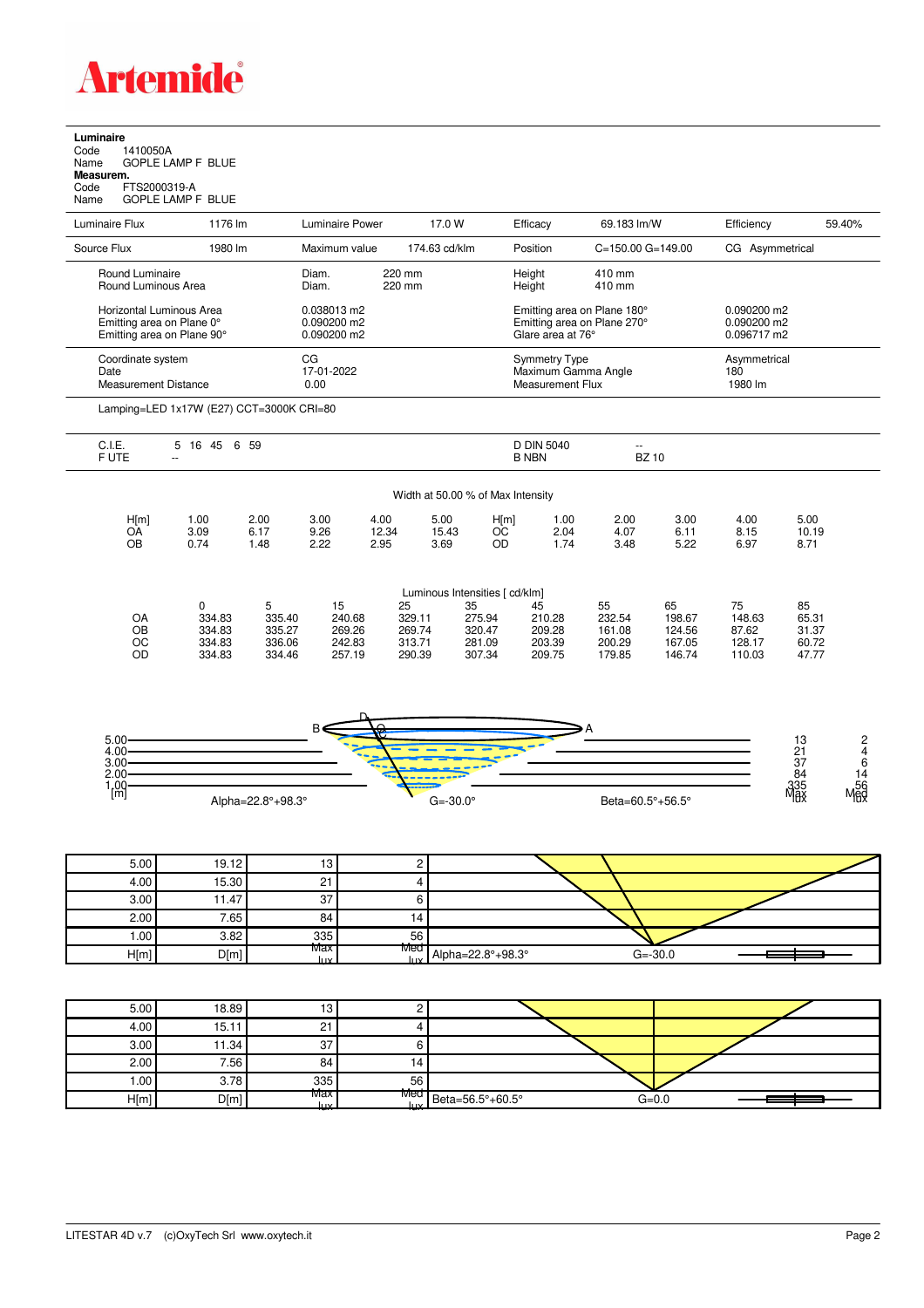Artemide

**Luminaire**
Code 1410050A
Name GOPLE LAMP F BLUE
**Measurem.**
Code FTS2000319-A
Name GOPLE LAMP F BLUE

| | | | | | | | |
|---|---|---|---|---|---|---|---|
| Luminaire Flux | 1176 lm | Luminaire Power | 17.0 W | Efficacy | 69.183 lm/W | Efficiency | 59.40% |
| Source Flux | 1980 lm | Maximum value | 174.63 cd/klm | Position | C=150.00 G=149.00 | CG | Asymmetrical |

| | | | |
|---|---|---|---|
| Round Luminaire | Diam. 220 mm | Height | 410 mm |
| Round Luminous Area | Diam. 220 mm | Height | 410 mm |
| Horizontal Luminous Area | 0.038013 m2 | Emitting area on Plane 180° | 0.090200 m2 |
| Emitting area on Plane 0° | 0.090200 m2 | Emitting area on Plane 270° | 0.090200 m2 |
| Emitting area on Plane 90° | 0.090200 m2 | Glare area at 76° | 0.096717 m2 |
| Coordinate system | CG | Symmetry Type | Asymmetrical |
| Date | 17-01-2022 | Maximum Gamma Angle | 180 |
| Measurement Distance | 0.00 | Measurement Flux | 1980 lm |

Lamping=LED 1x17W (E27) CCT=3000K CRI=80

| | | | |
|---|---|---|---|
| C.I.E. | 5 16 45 6 59 | D DIN 5040 | -- |
| F UTE | -- | B NBN | BZ 10 |

Width at 50.00 % of Max Intensity

| H[m] | 1.00 | 2.00 | 3.00 | 4.00 | 5.00 | H[m] | 1.00 | 2.00 | 3.00 | 4.00 | 5.00 |
|---|---|---|---|---|---|---|---|---|---|---|---|
| OA | 3.09 | 6.17 | 9.26 | 12.34 | 15.43 | OC | 2.04 | 4.07 | 6.11 | 8.15 | 10.19 |
| OB | 0.74 | 1.48 | 2.22 | 2.95 | 3.69 | OD | 1.74 | 3.48 | 5.22 | 6.97 | 8.71 |

Luminous Intensities [ cd/klm]

| | 0 | 5 | 15 | 25 | 35 | 45 | 55 | 65 | 75 | 85 |
|---|---|---|---|---|---|---|---|---|---|---|
| OA | 334.83 | 335.40 | 240.68 | 329.11 | 275.94 | 210.28 | 232.54 | 198.67 | 148.63 | 65.31 |
| OB | 334.83 | 335.27 | 269.26 | 269.74 | 320.47 | 209.28 | 161.08 | 124.56 | 87.62 | 31.37 |
| OC | 334.83 | 336.06 | 242.83 | 313.71 | 281.09 | 203.39 | 200.29 | 167.05 | 128.17 | 60.72 |
| OD | 334.83 | 334.46 | 257.19 | 290.39 | 307.34 | 209.75 | 179.85 | 146.74 | 110.03 | 47.77 |

5.00
4.00
3.00
2.00
1.00
[m]
B D C A
Alpha=22.8°+98.3°
G=-30.0°
Beta=60.5°+56.5°
13 21 37 84 335 Max lux
2 4 6 14 56 Med lux

| H[m] | D[m] | Max lux | Med lux |
|---|---|---|---|
| 5.00 | 19.12 | 13 | 2 |
| 4.00 | 15.30 | 21 | 4 |
| 3.00 | 11.47 | 37 | 6 |
| 2.00 | 7.65 | 84 | 14 |
| 1.00 | 3.82 | 335 | 56 |

Alpha=22.8°+98.3°
G=-30.0

| H[m] | D[m] | Max lux | Med lux |
|---|---|---|---|
| 5.00 | 18.89 | 13 | 2 |
| 4.00 | 15.11 | 21 | 4 |
| 3.00 | 11.34 | 37 | 6 |
| 2.00 | 7.56 | 84 | 14 |
| 1.00 | 3.78 | 335 | 56 |

Beta=56.5°+60.5°
G=0.0

LITESTAR 4D v.7 (c)OxyTech Srl www.oxytech.it